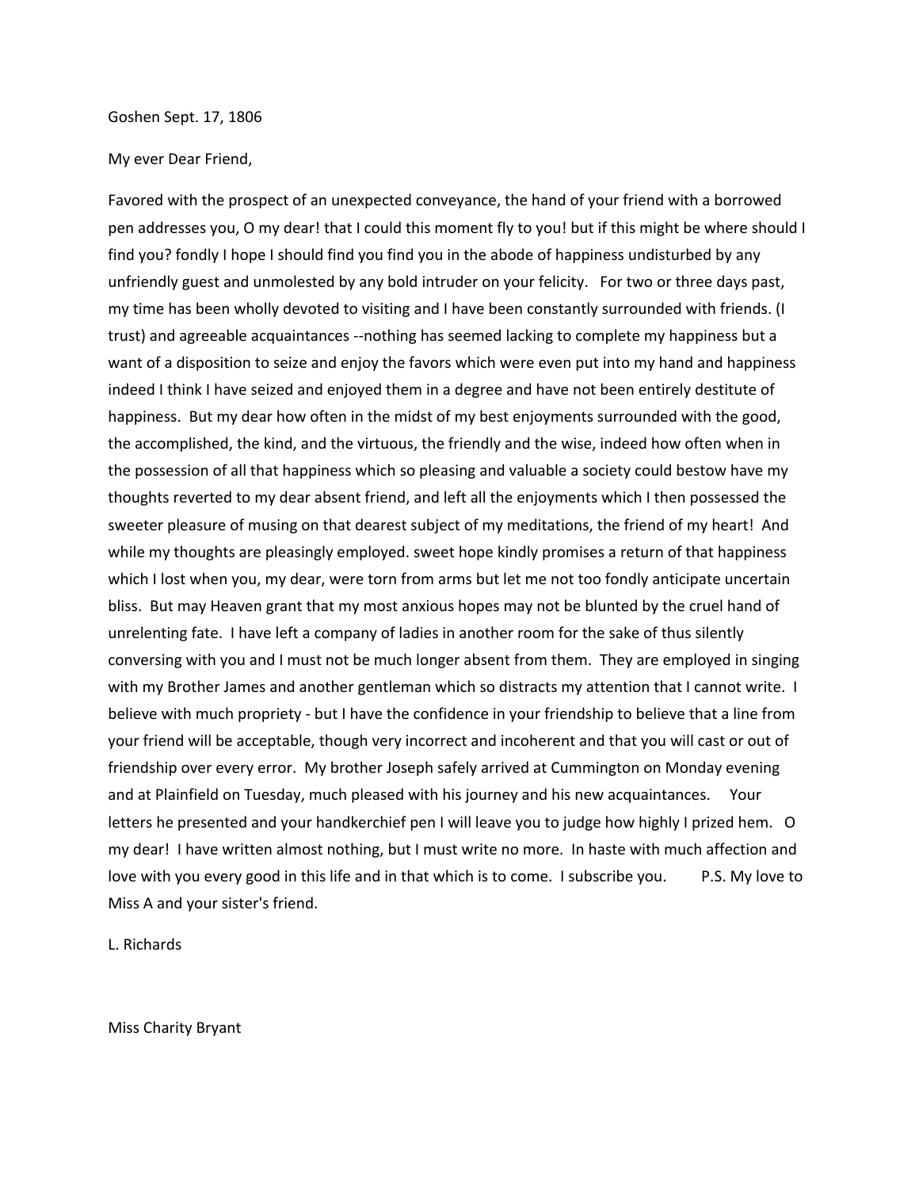Goshen Sept. 17, 1806

My ever Dear Friend,

Favored with the prospect of an unexpected conveyance, the hand of your friend with a borrowed pen addresses you, O my dear! that I could this moment fly to you! but if this might be where should I find you? fondly I hope I should find you find you in the abode of happiness undisturbed by any unfriendly guest and unmolested by any bold intruder on your felicity. For two or three days past, my time has been wholly devoted to visiting and I have been constantly surrounded with friends. (I trust) and agreeable acquaintances --nothing has seemed lacking to complete my happiness but a want of a disposition to seize and enjoy the favors which were even put into my hand and happiness indeed I think I have seized and enjoyed them in a degree and have not been entirely destitute of happiness. But my dear how often in the midst of my best enjoyments surrounded with the good, the accomplished, the kind, and the virtuous, the friendly and the wise, indeed how often when in the possession of all that happiness which so pleasing and valuable a society could bestow have my thoughts reverted to my dear absent friend, and left all the enjoyments which I then possessed the sweeter pleasure of musing on that dearest subject of my meditations, the friend of my heart! And while my thoughts are pleasingly employed. sweet hope kindly promises a return of that happiness which I lost when you, my dear, were torn from arms but let me not too fondly anticipate uncertain bliss. But may Heaven grant that my most anxious hopes may not be blunted by the cruel hand of unrelenting fate. I have left a company of ladies in another room for the sake of thus silently conversing with you and I must not be much longer absent from them. They are employed in singing with my Brother James and another gentleman which so distracts my attention that I cannot write. I believe with much propriety - but I have the confidence in your friendship to believe that a line from your friend will be acceptable, though very incorrect and incoherent and that you will cast or out of friendship over every error. My brother Joseph safely arrived at Cummington on Monday evening and at Plainfield on Tuesday, much pleased with his journey and his new acquaintances. Your letters he presented and your handkerchief pen I will leave you to judge how highly I prized hem. O my dear! I have written almost nothing, but I must write no more. In haste with much affection and love with you every good in this life and in that which is to come. I subscribe you. P.S. My love to Miss A and your sister's friend.

L. Richards

Miss Charity Bryant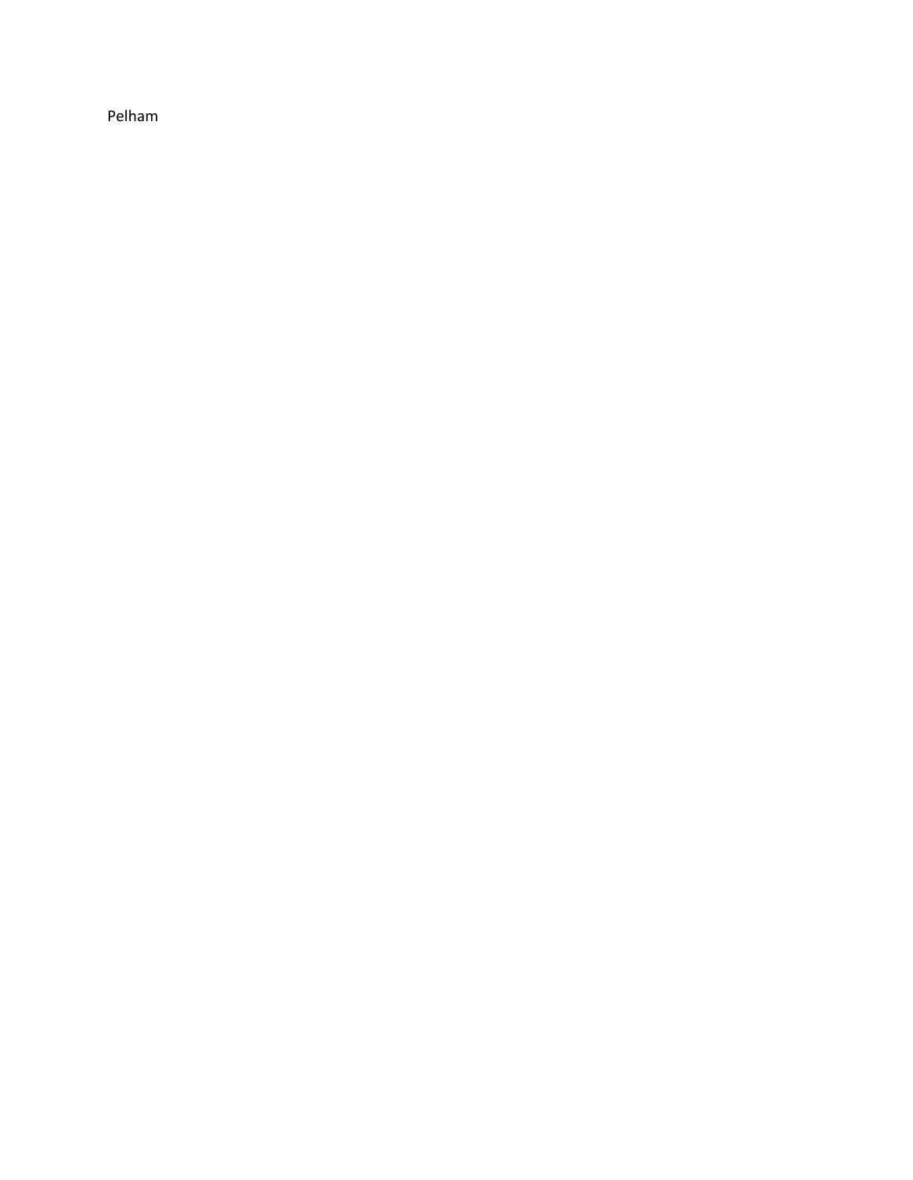Pelham